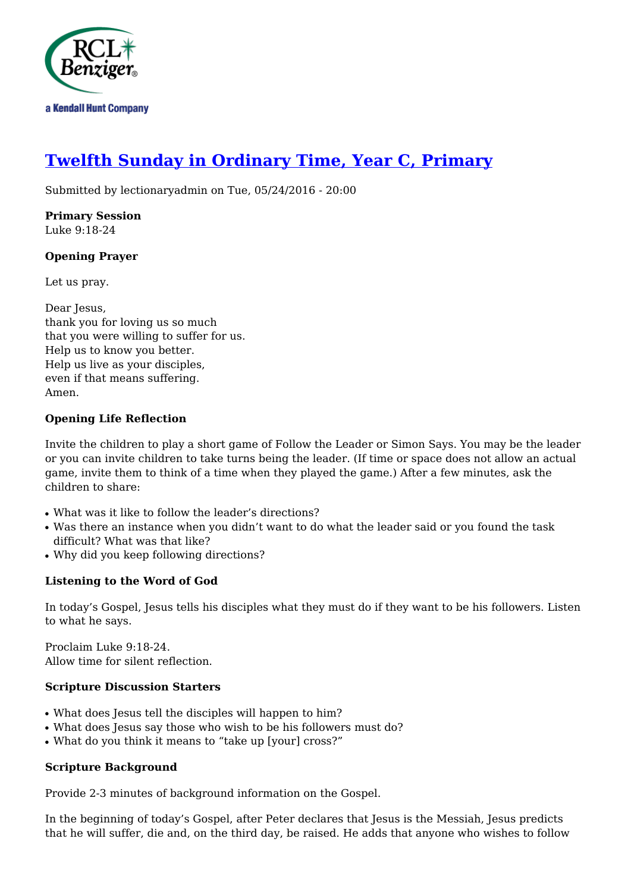# [Twelfth Sunday in Ordinary Time, Year C, Primary](#)

Submitted by lectionaryadmin on Tue, 05/24/2016 - 20:00

**Primary Session**
Luke 9:18-24

**Opening Prayer**

Let us pray.

Dear Jesus,
thank you for loving us so much
that you were willing to suffer for us.
Help us to know you better.
Help us live as your disciples,
even if that means suffering.
Amen.

**Opening Life Reflection**

Invite the children to play a short game of Follow the Leader or Simon Says. You may be the leader or you can invite children to take turns being the leader. (If time or space does not allow an actual game, invite them to think of a time when they played the game.) After a few minutes, ask the children to share:

- What was it like to follow the leader's directions?
- Was there an instance when you didn't want to do what the leader said or you found the task difficult? What was that like?
- Why did you keep following directions?

**Listening to the Word of God**

In today's Gospel, Jesus tells his disciples what they must do if they want to be his followers. Listen to what he says.

Proclaim Luke 9:18-24.
Allow time for silent reflection.

**Scripture Discussion Starters**

- What does Jesus tell the disciples will happen to him?
- What does Jesus say those who wish to be his followers must do?
- What do you think it means to "take up [your] cross?"

**Scripture Background**

Provide 2-3 minutes of background information on the Gospel.

In the beginning of today's Gospel, after Peter declares that Jesus is the Messiah, Jesus predicts that he will suffer, die and, on the third day, be raised. He adds that anyone who wishes to follow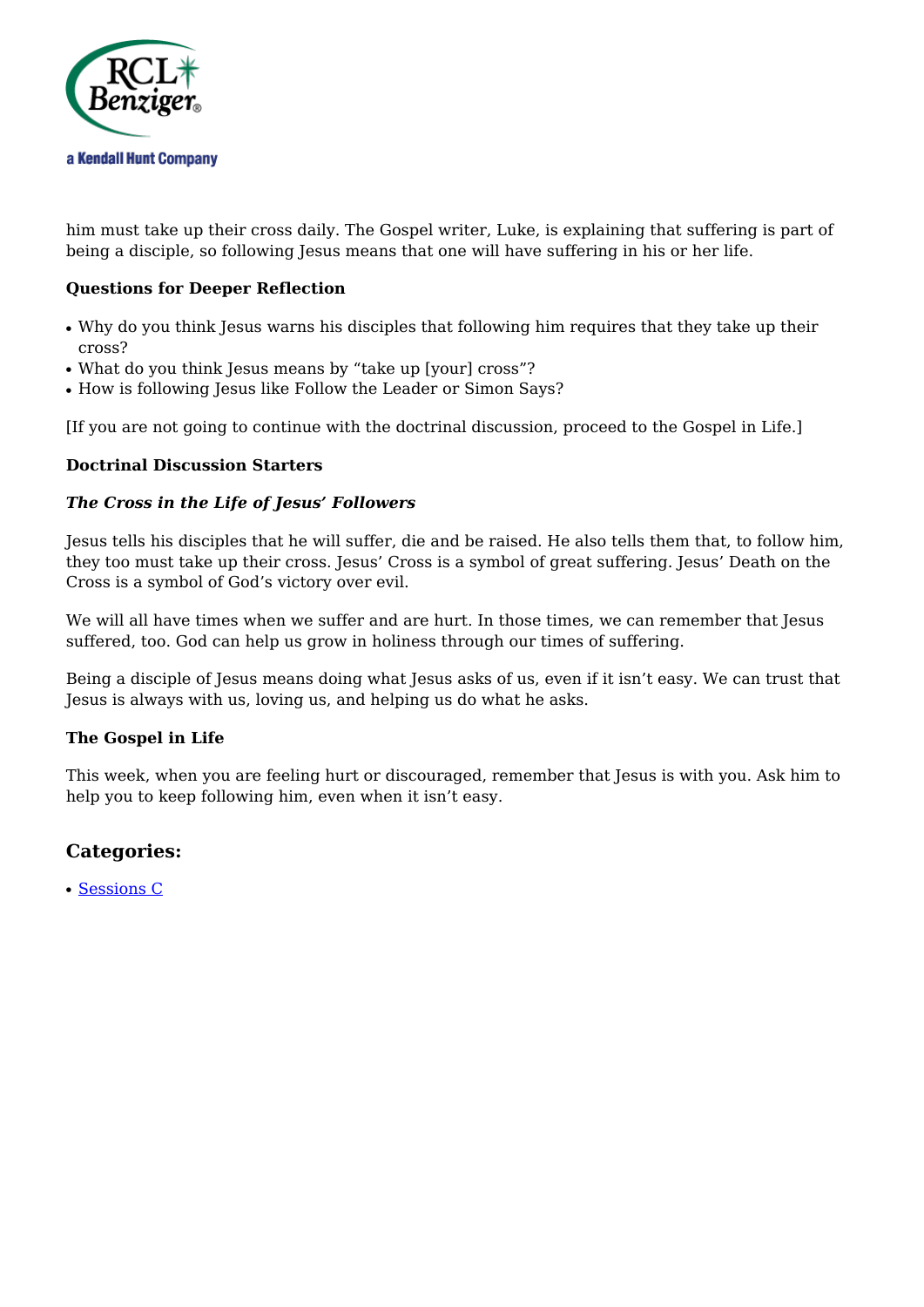him must take up their cross daily. The Gospel writer, Luke, is explaining that suffering is part of being a disciple, so following Jesus means that one will have suffering in his or her life.

**Questions for Deeper Reflection**

- Why do you think Jesus warns his disciples that following him requires that they take up their cross?
- What do you think Jesus means by "take up [your] cross"?
- How is following Jesus like Follow the Leader or Simon Says?

[If you are not going to continue with the doctrinal discussion, proceed to the Gospel in Life.]

**Doctrinal Discussion Starters**

***The Cross in the Life of Jesus' Followers***

Jesus tells his disciples that he will suffer, die and be raised. He also tells them that, to follow him, they too must take up their cross. Jesus' Cross is a symbol of great suffering. Jesus' Death on the Cross is a symbol of God's victory over evil.

We will all have times when we suffer and are hurt. In those times, we can remember that Jesus suffered, too. God can help us grow in holiness through our times of suffering.

Being a disciple of Jesus means doing what Jesus asks of us, even if it isn't easy. We can trust that Jesus is always with us, loving us, and helping us do what he asks.

**The Gospel in Life**

This week, when you are feeling hurt or discouraged, remember that Jesus is with you. Ask him to help you to keep following him, even when it isn't easy.

## Categories:

- Sessions C